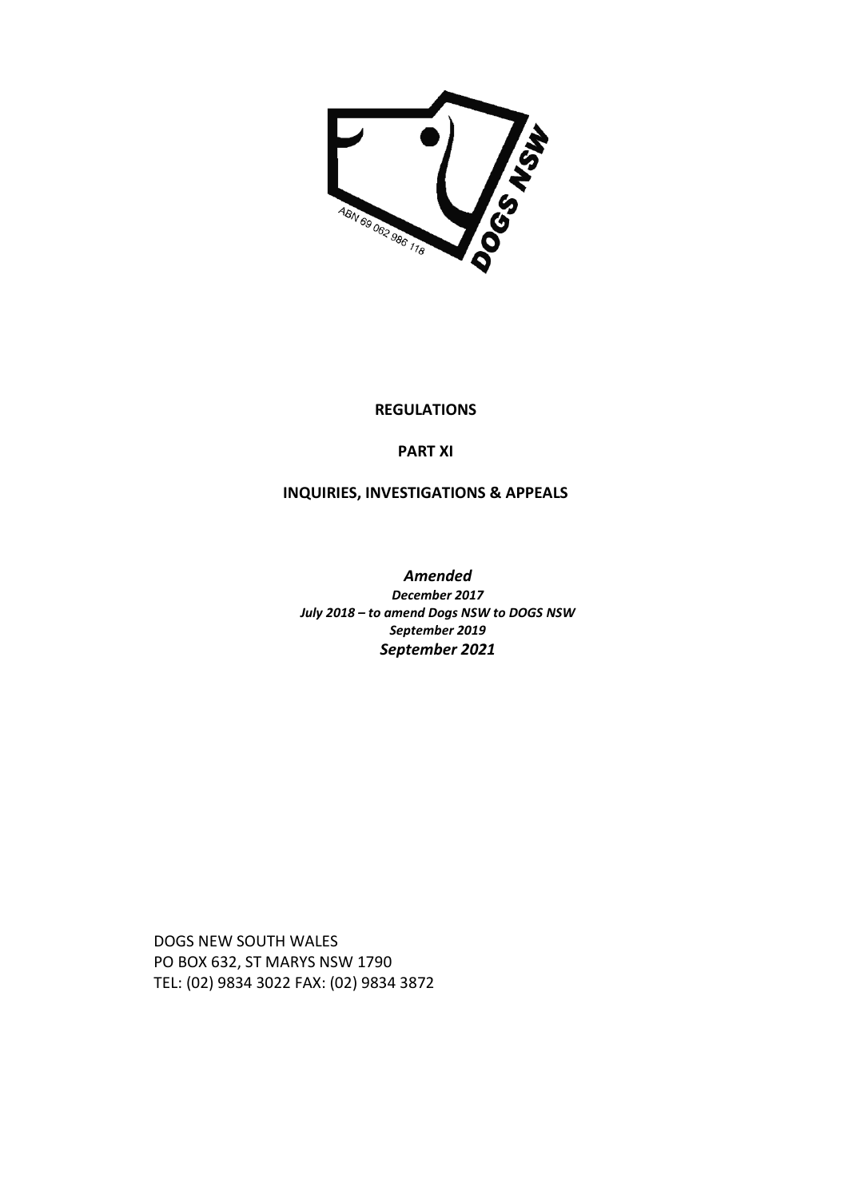**REGULATIONS**

**PART XI**

**INQUIRIES, INVESTIGATIONS & APPEALS**

***Amended***

***December 2017***

***July 2018 – to amend Dogs NSW to DOGS NSW***

***September 2019***

***September 2021***

DOGS NEW SOUTH WALES
PO BOX 632, ST MARYS NSW 1790
TEL: (02) 9834 3022 FAX: (02) 9834 3872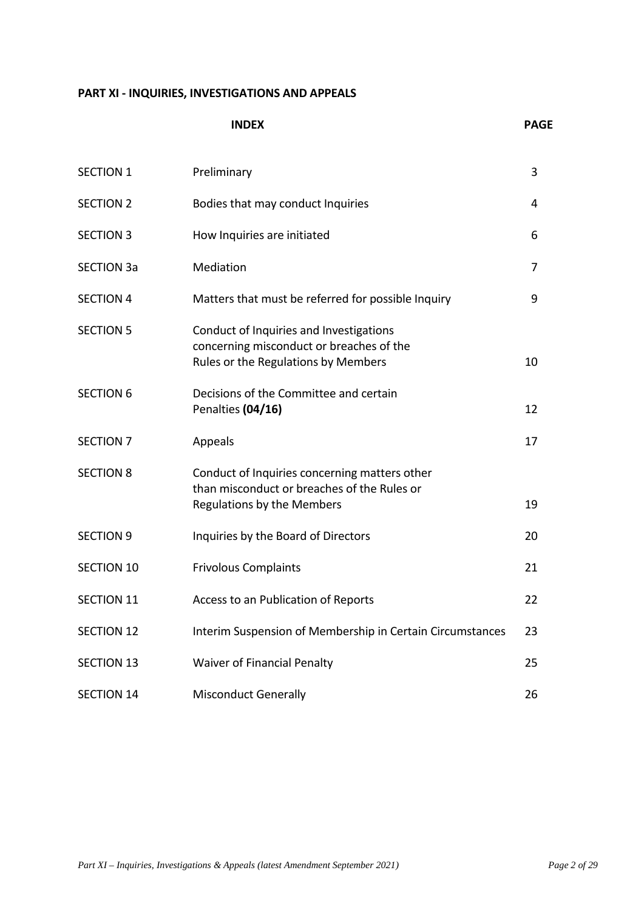**PART XI - INQUIRIES, INVESTIGATIONS AND APPEALS**

| | **INDEX** | **PAGE** |
|---|---|---|
| SECTION 1 | Preliminary | 3 |
| SECTION 2 | Bodies that may conduct Inquiries | 4 |
| SECTION 3 | How Inquiries are initiated | 6 |
| SECTION 3a | Mediation | 7 |
| SECTION 4 | Matters that must be referred for possible Inquiry | 9 |
| SECTION 5 | Conduct of Inquiries and Investigations concerning misconduct or breaches of the Rules or the Regulations by Members | 10 |
| SECTION 6 | Decisions of the Committee and certain Penalties **(04/16)** | 12 |
| SECTION 7 | Appeals | 17 |
| SECTION 8 | Conduct of Inquiries concerning matters other than misconduct or breaches of the Rules or Regulations by the Members | 19 |
| SECTION 9 | Inquiries by the Board of Directors | 20 |
| SECTION 10 | Frivolous Complaints | 21 |
| SECTION 11 | Access to an Publication of Reports | 22 |
| SECTION 12 | Interim Suspension of Membership in Certain Circumstances | 23 |
| SECTION 13 | Waiver of Financial Penalty | 25 |
| SECTION 14 | Misconduct Generally | 26 |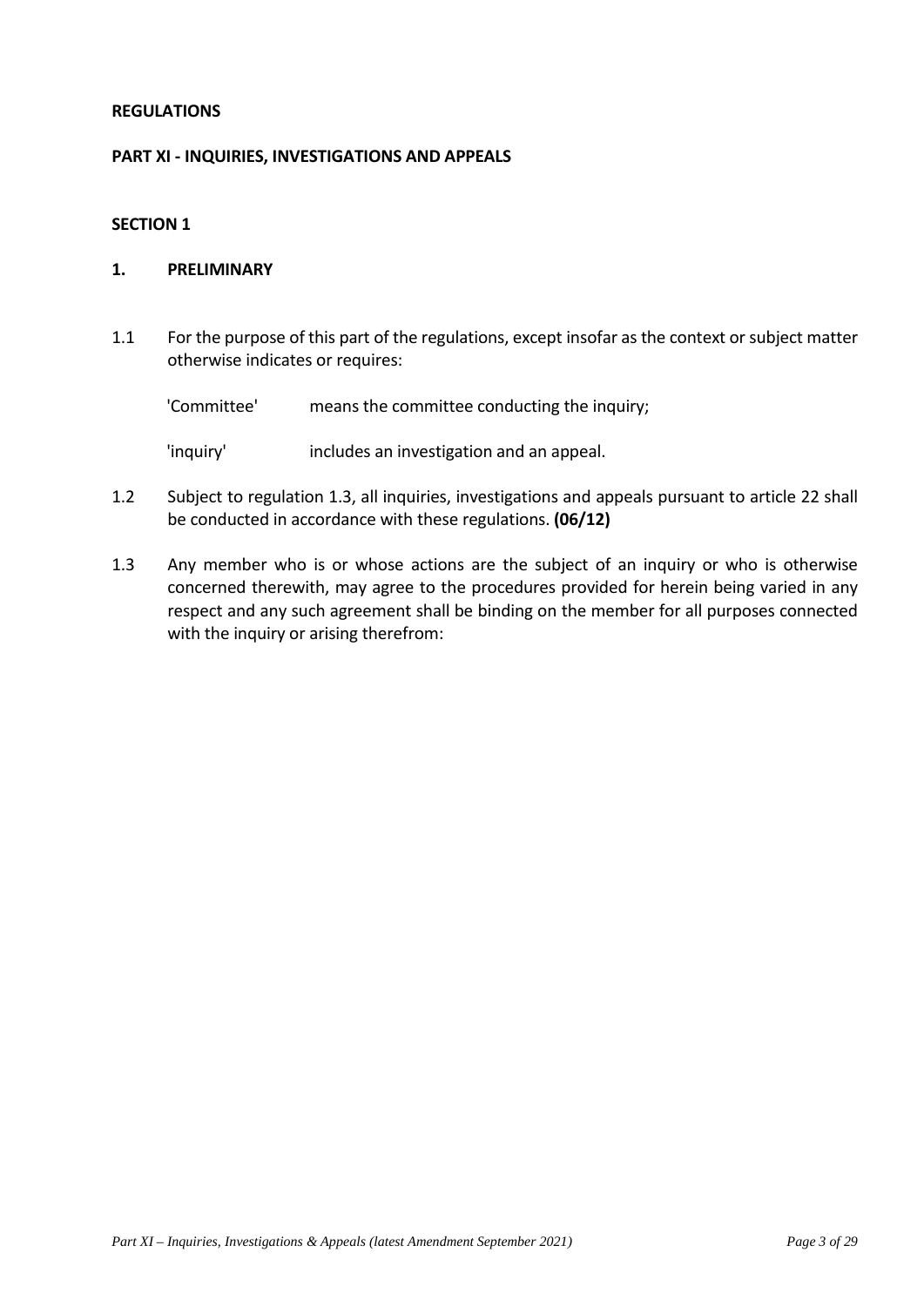**REGULATIONS**

**PART XI - INQUIRIES, INVESTIGATIONS AND APPEALS**

**SECTION 1**

**1. PRELIMINARY**

1.1 For the purpose of this part of the regulations, except insofar as the context or subject matter otherwise indicates or requires:

'Committee' means the committee conducting the inquiry;

'inquiry' includes an investigation and an appeal.

1.2 Subject to regulation 1.3, all inquiries, investigations and appeals pursuant to article 22 shall be conducted in accordance with these regulations. **(06/12)**

1.3 Any member who is or whose actions are the subject of an inquiry or who is otherwise concerned therewith, may agree to the procedures provided for herein being varied in any respect and any such agreement shall be binding on the member for all purposes connected with the inquiry or arising therefrom: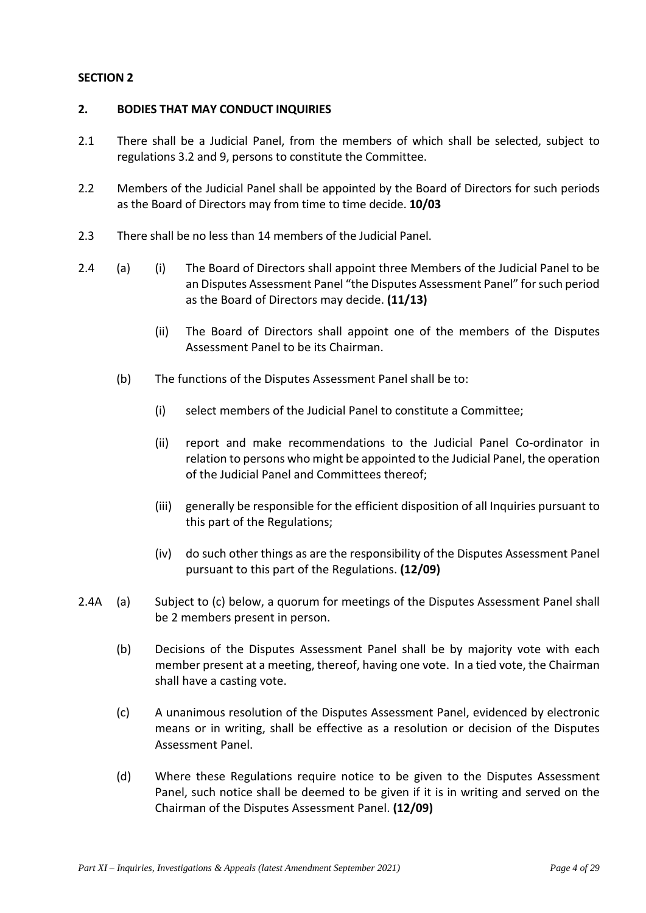**SECTION 2**

**2. BODIES THAT MAY CONDUCT INQUIRIES**

2.1 There shall be a Judicial Panel, from the members of which shall be selected, subject to regulations 3.2 and 9, persons to constitute the Committee.

2.2 Members of the Judicial Panel shall be appointed by the Board of Directors for such periods as the Board of Directors may from time to time decide. **10/03**

2.3 There shall be no less than 14 members of the Judicial Panel.

2.4 (a) (i) The Board of Directors shall appoint three Members of the Judicial Panel to be an Disputes Assessment Panel "the Disputes Assessment Panel" for such period as the Board of Directors may decide. **(11/13)**

(ii) The Board of Directors shall appoint one of the members of the Disputes Assessment Panel to be its Chairman.

(b) The functions of the Disputes Assessment Panel shall be to:

(i) select members of the Judicial Panel to constitute a Committee;

(ii) report and make recommendations to the Judicial Panel Co-ordinator in relation to persons who might be appointed to the Judicial Panel, the operation of the Judicial Panel and Committees thereof;

(iii) generally be responsible for the efficient disposition of all Inquiries pursuant to this part of the Regulations;

(iv) do such other things as are the responsibility of the Disputes Assessment Panel pursuant to this part of the Regulations. **(12/09)**

2.4A (a) Subject to (c) below, a quorum for meetings of the Disputes Assessment Panel shall be 2 members present in person.

(b) Decisions of the Disputes Assessment Panel shall be by majority vote with each member present at a meeting, thereof, having one vote. In a tied vote, the Chairman shall have a casting vote.

(c) A unanimous resolution of the Disputes Assessment Panel, evidenced by electronic means or in writing, shall be effective as a resolution or decision of the Disputes Assessment Panel.

(d) Where these Regulations require notice to be given to the Disputes Assessment Panel, such notice shall be deemed to be given if it is in writing and served on the Chairman of the Disputes Assessment Panel. **(12/09)**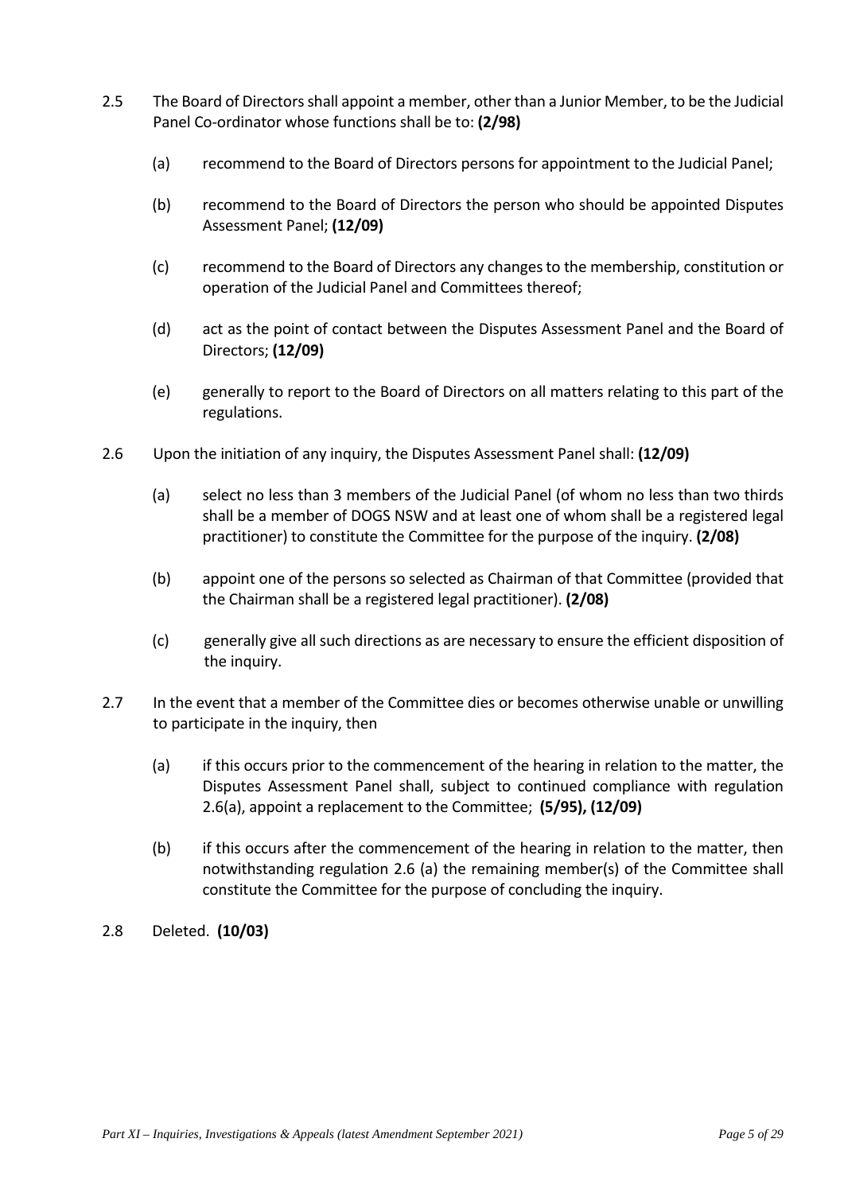2.5 The Board of Directors shall appoint a member, other than a Junior Member, to be the Judicial Panel Co-ordinator whose functions shall be to: **(2/98)**

(a) recommend to the Board of Directors persons for appointment to the Judicial Panel;

(b) recommend to the Board of Directors the person who should be appointed Disputes Assessment Panel; **(12/09)**

(c) recommend to the Board of Directors any changes to the membership, constitution or operation of the Judicial Panel and Committees thereof;

(d) act as the point of contact between the Disputes Assessment Panel and the Board of Directors; **(12/09)**

(e) generally to report to the Board of Directors on all matters relating to this part of the regulations.

2.6 Upon the initiation of any inquiry, the Disputes Assessment Panel shall: **(12/09)**

(a) select no less than 3 members of the Judicial Panel (of whom no less than two thirds shall be a member of DOGS NSW and at least one of whom shall be a registered legal practitioner) to constitute the Committee for the purpose of the inquiry. **(2/08)**

(b) appoint one of the persons so selected as Chairman of that Committee (provided that the Chairman shall be a registered legal practitioner). **(2/08)**

(c) generally give all such directions as are necessary to ensure the efficient disposition of the inquiry.

2.7 In the event that a member of the Committee dies or becomes otherwise unable or unwilling to participate in the inquiry, then

(a) if this occurs prior to the commencement of the hearing in relation to the matter, the Disputes Assessment Panel shall, subject to continued compliance with regulation 2.6(a), appoint a replacement to the Committee; **(5/95), (12/09)**

(b) if this occurs after the commencement of the hearing in relation to the matter, then notwithstanding regulation 2.6 (a) the remaining member(s) of the Committee shall constitute the Committee for the purpose of concluding the inquiry.

2.8 Deleted. **(10/03)**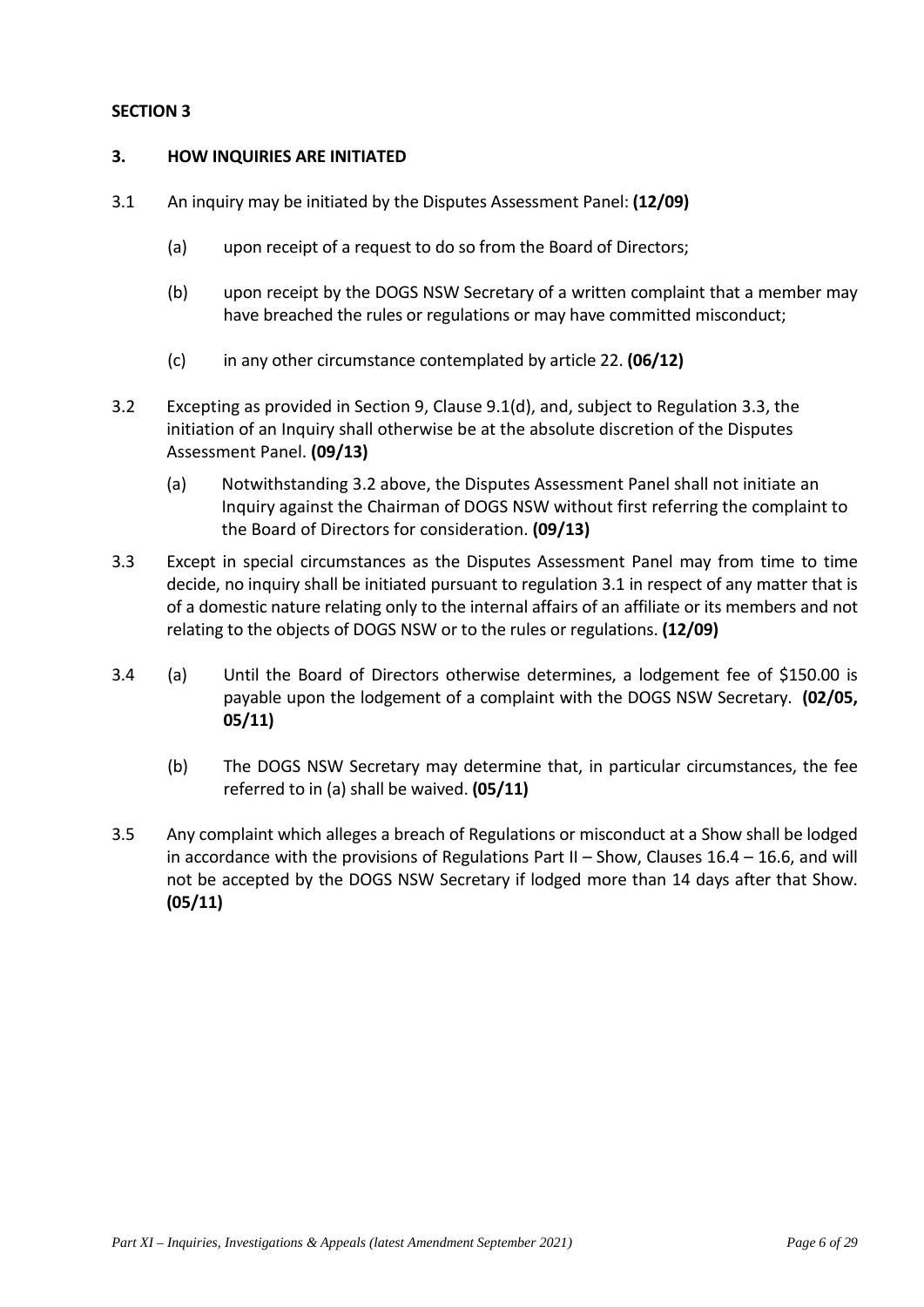## SECTION 3

### 3. HOW INQUIRIES ARE INITIATED

3.1 An inquiry may be initiated by the Disputes Assessment Panel: **(12/09)**

(a) upon receipt of a request to do so from the Board of Directors;

(b) upon receipt by the DOGS NSW Secretary of a written complaint that a member may have breached the rules or regulations or may have committed misconduct;

(c) in any other circumstance contemplated by article 22. **(06/12)**

3.2 Excepting as provided in Section 9, Clause 9.1(d), and, subject to Regulation 3.3, the initiation of an Inquiry shall otherwise be at the absolute discretion of the Disputes Assessment Panel. **(09/13)**

(a) Notwithstanding 3.2 above, the Disputes Assessment Panel shall not initiate an Inquiry against the Chairman of DOGS NSW without first referring the complaint to the Board of Directors for consideration. **(09/13)**

3.3 Except in special circumstances as the Disputes Assessment Panel may from time to time decide, no inquiry shall be initiated pursuant to regulation 3.1 in respect of any matter that is of a domestic nature relating only to the internal affairs of an affiliate or its members and not relating to the objects of DOGS NSW or to the rules or regulations. **(12/09)**

3.4 (a) Until the Board of Directors otherwise determines, a lodgement fee of $150.00 is payable upon the lodgement of a complaint with the DOGS NSW Secretary. **(02/05, 05/11)**

(b) The DOGS NSW Secretary may determine that, in particular circumstances, the fee referred to in (a) shall be waived. **(05/11)**

3.5 Any complaint which alleges a breach of Regulations or misconduct at a Show shall be lodged in accordance with the provisions of Regulations Part II – Show, Clauses 16.4 – 16.6, and will not be accepted by the DOGS NSW Secretary if lodged more than 14 days after that Show. **(05/11)**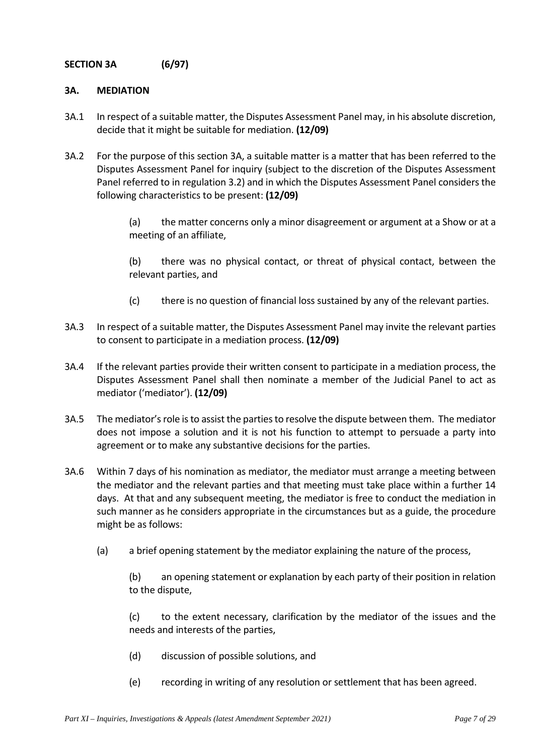**SECTION 3A (6/97)**

**3A. MEDIATION**

3A.1 In respect of a suitable matter, the Disputes Assessment Panel may, in his absolute discretion, decide that it might be suitable for mediation. **(12/09)**

3A.2 For the purpose of this section 3A, a suitable matter is a matter that has been referred to the Disputes Assessment Panel for inquiry (subject to the discretion of the Disputes Assessment Panel referred to in regulation 3.2) and in which the Disputes Assessment Panel considers the following characteristics to be present: **(12/09)**

> (a) the matter concerns only a minor disagreement or argument at a Show or at a meeting of an affiliate,
>
> (b) there was no physical contact, or threat of physical contact, between the relevant parties, and
>
> (c) there is no question of financial loss sustained by any of the relevant parties.

3A.3 In respect of a suitable matter, the Disputes Assessment Panel may invite the relevant parties to consent to participate in a mediation process. **(12/09)**

3A.4 If the relevant parties provide their written consent to participate in a mediation process, the Disputes Assessment Panel shall then nominate a member of the Judicial Panel to act as mediator ('mediator'). **(12/09)**

3A.5 The mediator's role is to assist the parties to resolve the dispute between them. The mediator does not impose a solution and it is not his function to attempt to persuade a party into agreement or to make any substantive decisions for the parties.

3A.6 Within 7 days of his nomination as mediator, the mediator must arrange a meeting between the mediator and the relevant parties and that meeting must take place within a further 14 days. At that and any subsequent meeting, the mediator is free to conduct the mediation in such manner as he considers appropriate in the circumstances but as a guide, the procedure might be as follows:

> (a) a brief opening statement by the mediator explaining the nature of the process,
>
> (b) an opening statement or explanation by each party of their position in relation to the dispute,
>
> (c) to the extent necessary, clarification by the mediator of the issues and the needs and interests of the parties,
>
> (d) discussion of possible solutions, and
>
> (e) recording in writing of any resolution or settlement that has been agreed.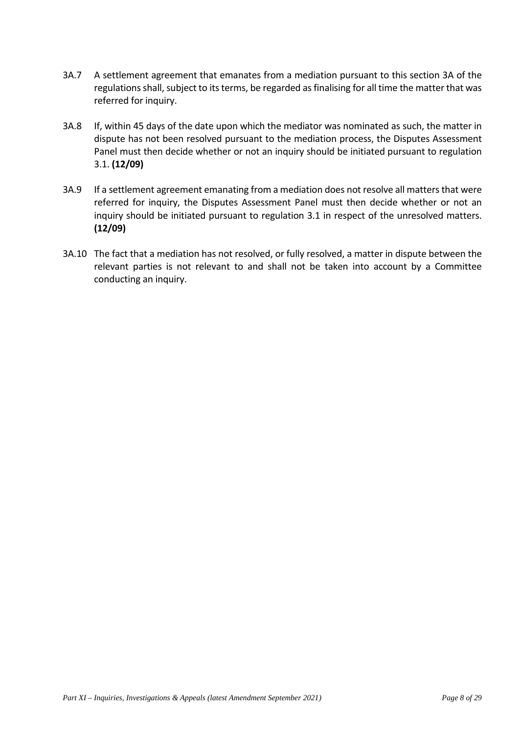3A.7 A settlement agreement that emanates from a mediation pursuant to this section 3A of the regulations shall, subject to its terms, be regarded as finalising for all time the matter that was referred for inquiry.

3A.8 If, within 45 days of the date upon which the mediator was nominated as such, the matter in dispute has not been resolved pursuant to the mediation process, the Disputes Assessment Panel must then decide whether or not an inquiry should be initiated pursuant to regulation 3.1. **(12/09)**

3A.9 If a settlement agreement emanating from a mediation does not resolve all matters that were referred for inquiry, the Disputes Assessment Panel must then decide whether or not an inquiry should be initiated pursuant to regulation 3.1 in respect of the unresolved matters. **(12/09)**

3A.10 The fact that a mediation has not resolved, or fully resolved, a matter in dispute between the relevant parties is not relevant to and shall not be taken into account by a Committee conducting an inquiry.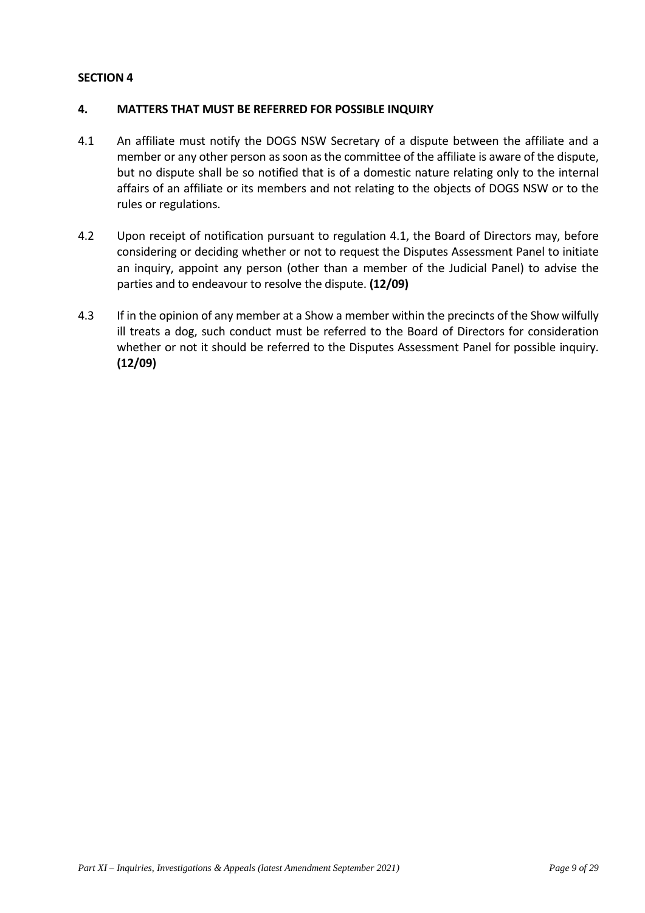**SECTION 4**

## 4. MATTERS THAT MUST BE REFERRED FOR POSSIBLE INQUIRY

4.1 An affiliate must notify the DOGS NSW Secretary of a dispute between the affiliate and a member or any other person as soon as the committee of the affiliate is aware of the dispute, but no dispute shall be so notified that is of a domestic nature relating only to the internal affairs of an affiliate or its members and not relating to the objects of DOGS NSW or to the rules or regulations.

4.2 Upon receipt of notification pursuant to regulation 4.1, the Board of Directors may, before considering or deciding whether or not to request the Disputes Assessment Panel to initiate an inquiry, appoint any person (other than a member of the Judicial Panel) to advise the parties and to endeavour to resolve the dispute. **(12/09)**

4.3 If in the opinion of any member at a Show a member within the precincts of the Show wilfully ill treats a dog, such conduct must be referred to the Board of Directors for consideration whether or not it should be referred to the Disputes Assessment Panel for possible inquiry. **(12/09)**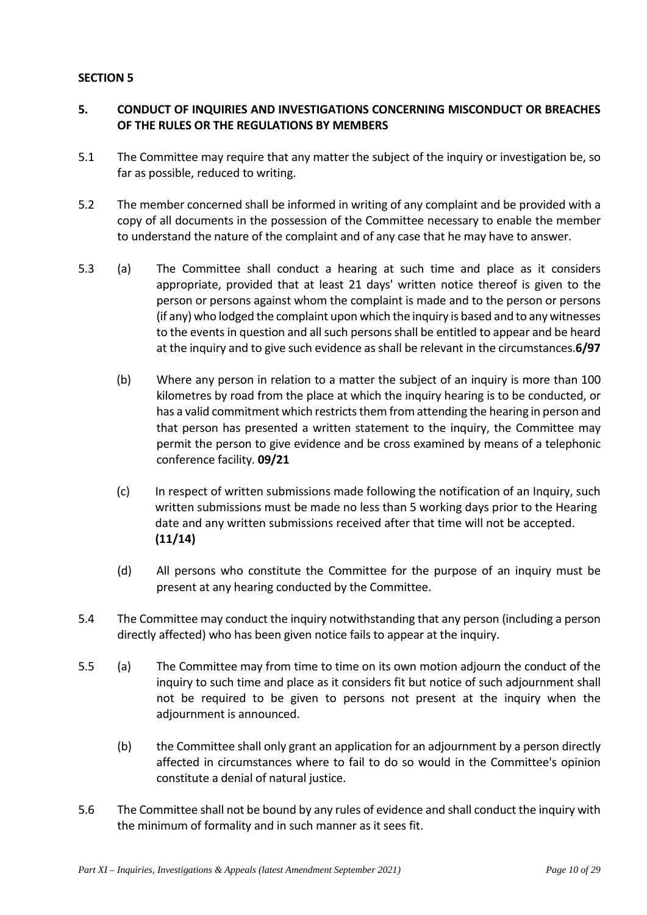**SECTION 5**

## 5. CONDUCT OF INQUIRIES AND INVESTIGATIONS CONCERNING MISCONDUCT OR BREACHES OF THE RULES OR THE REGULATIONS BY MEMBERS

5.1 The Committee may require that any matter the subject of the inquiry or investigation be, so far as possible, reduced to writing.

5.2 The member concerned shall be informed in writing of any complaint and be provided with a copy of all documents in the possession of the Committee necessary to enable the member to understand the nature of the complaint and of any case that he may have to answer.

5.3 (a) The Committee shall conduct a hearing at such time and place as it considers appropriate, provided that at least 21 days' written notice thereof is given to the person or persons against whom the complaint is made and to the person or persons (if any) who lodged the complaint upon which the inquiry is based and to any witnesses to the events in question and all such persons shall be entitled to appear and be heard at the inquiry and to give such evidence as shall be relevant in the circumstances.**6/97**

(b) Where any person in relation to a matter the subject of an inquiry is more than 100 kilometres by road from the place at which the inquiry hearing is to be conducted, or has a valid commitment which restricts them from attending the hearing in person and that person has presented a written statement to the inquiry, the Committee may permit the person to give evidence and be cross examined by means of a telephonic conference facility. **09/21**

(c) In respect of written submissions made following the notification of an Inquiry, such written submissions must be made no less than 5 working days prior to the Hearing date and any written submissions received after that time will not be accepted. **(11/14)**

(d) All persons who constitute the Committee for the purpose of an inquiry must be present at any hearing conducted by the Committee.

5.4 The Committee may conduct the inquiry notwithstanding that any person (including a person directly affected) who has been given notice fails to appear at the inquiry.

5.5 (a) The Committee may from time to time on its own motion adjourn the conduct of the inquiry to such time and place as it considers fit but notice of such adjournment shall not be required to be given to persons not present at the inquiry when the adjournment is announced.

(b) the Committee shall only grant an application for an adjournment by a person directly affected in circumstances where to fail to do so would in the Committee's opinion constitute a denial of natural justice.

5.6 The Committee shall not be bound by any rules of evidence and shall conduct the inquiry with the minimum of formality and in such manner as it sees fit.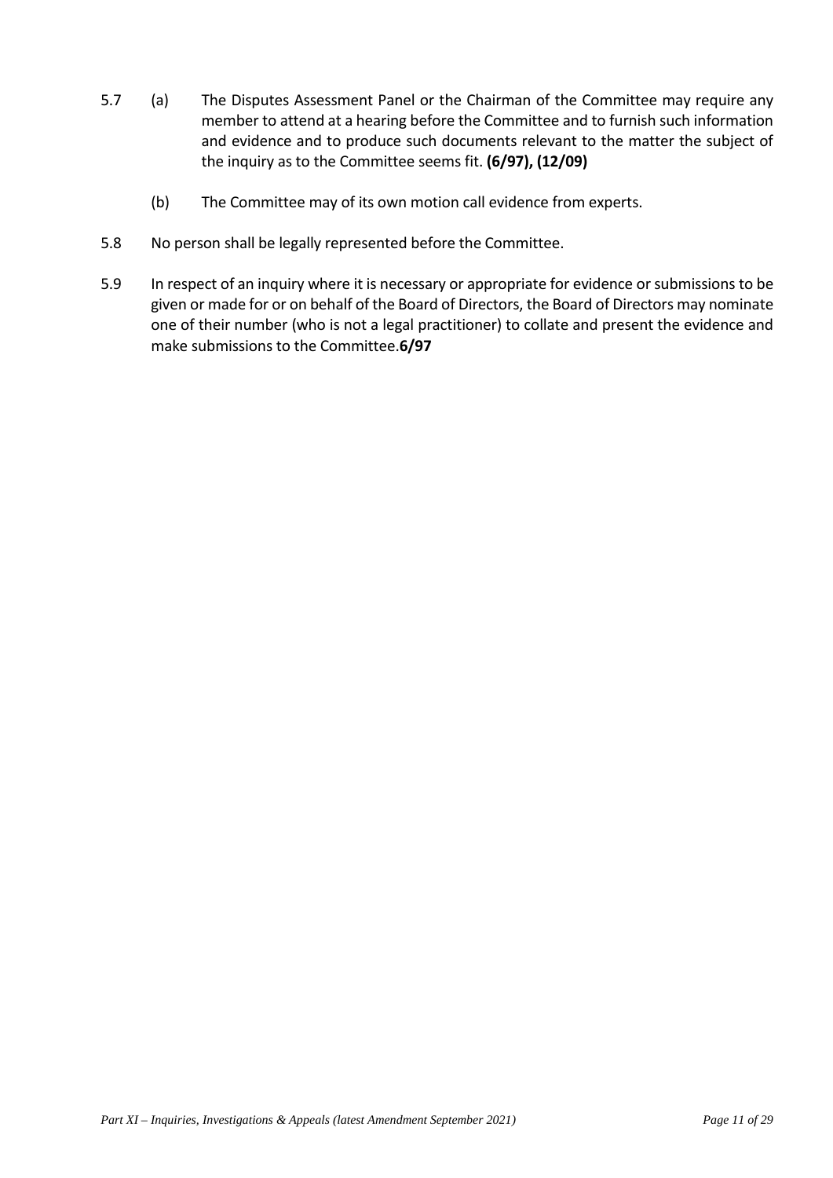5.7 (a) The Disputes Assessment Panel or the Chairman of the Committee may require any member to attend at a hearing before the Committee and to furnish such information and evidence and to produce such documents relevant to the matter the subject of the inquiry as to the Committee seems fit. **(6/97), (12/09)**

(b) The Committee may of its own motion call evidence from experts.

5.8 No person shall be legally represented before the Committee.

5.9 In respect of an inquiry where it is necessary or appropriate for evidence or submissions to be given or made for or on behalf of the Board of Directors, the Board of Directors may nominate one of their number (who is not a legal practitioner) to collate and present the evidence and make submissions to the Committee.**6/97**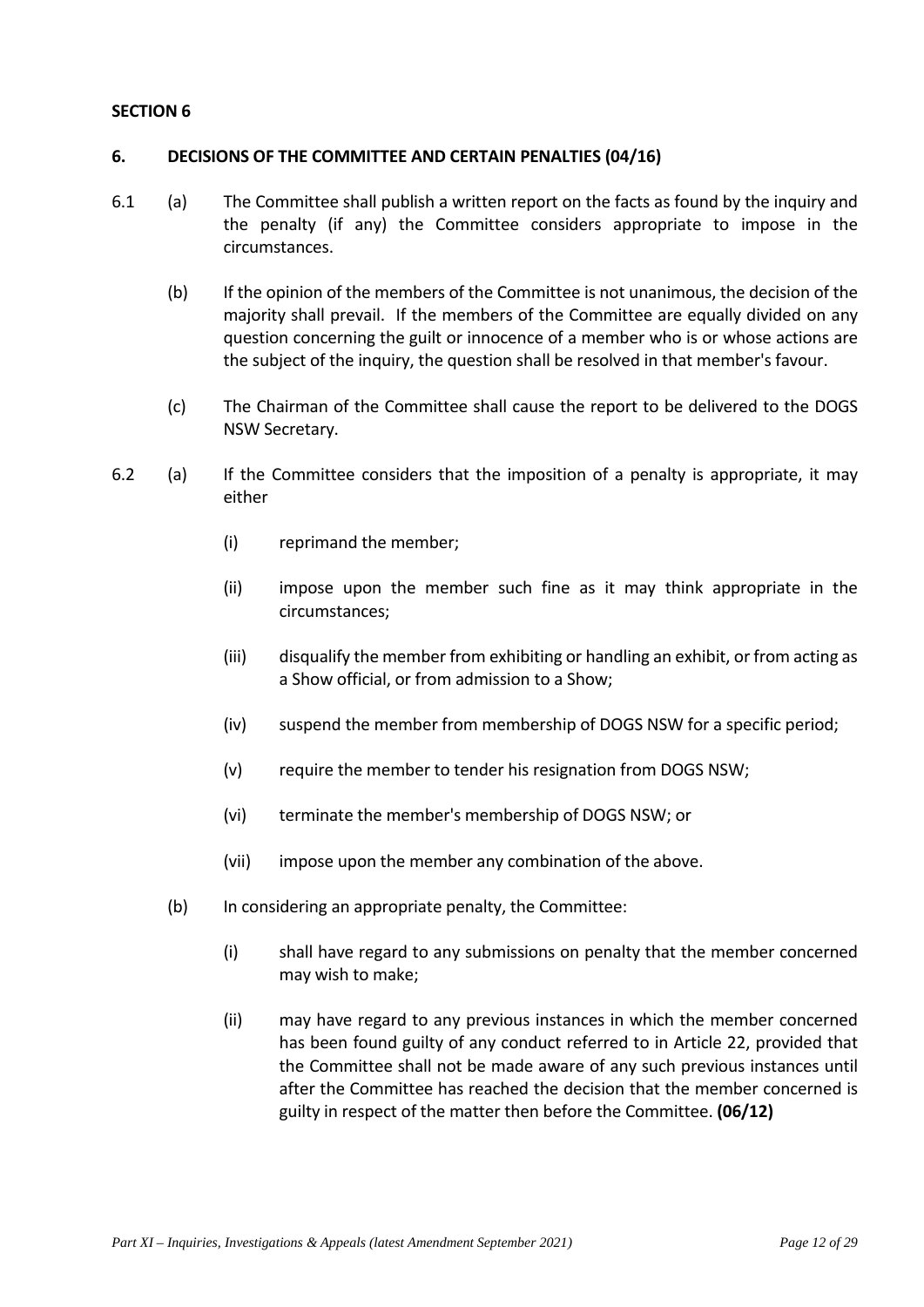**SECTION 6**

## 6. DECISIONS OF THE COMMITTEE AND CERTAIN PENALTIES (04/16)

6.1 (a) The Committee shall publish a written report on the facts as found by the inquiry and the penalty (if any) the Committee considers appropriate to impose in the circumstances.

(b) If the opinion of the members of the Committee is not unanimous, the decision of the majority shall prevail. If the members of the Committee are equally divided on any question concerning the guilt or innocence of a member who is or whose actions are the subject of the inquiry, the question shall be resolved in that member's favour.

(c) The Chairman of the Committee shall cause the report to be delivered to the DOGS NSW Secretary.

6.2 (a) If the Committee considers that the imposition of a penalty is appropriate, it may either

(i) reprimand the member;

(ii) impose upon the member such fine as it may think appropriate in the circumstances;

(iii) disqualify the member from exhibiting or handling an exhibit, or from acting as a Show official, or from admission to a Show;

(iv) suspend the member from membership of DOGS NSW for a specific period;

(v) require the member to tender his resignation from DOGS NSW;

(vi) terminate the member's membership of DOGS NSW; or

(vii) impose upon the member any combination of the above.

(b) In considering an appropriate penalty, the Committee:

(i) shall have regard to any submissions on penalty that the member concerned may wish to make;

(ii) may have regard to any previous instances in which the member concerned has been found guilty of any conduct referred to in Article 22, provided that the Committee shall not be made aware of any such previous instances until after the Committee has reached the decision that the member concerned is guilty in respect of the matter then before the Committee. **(06/12)**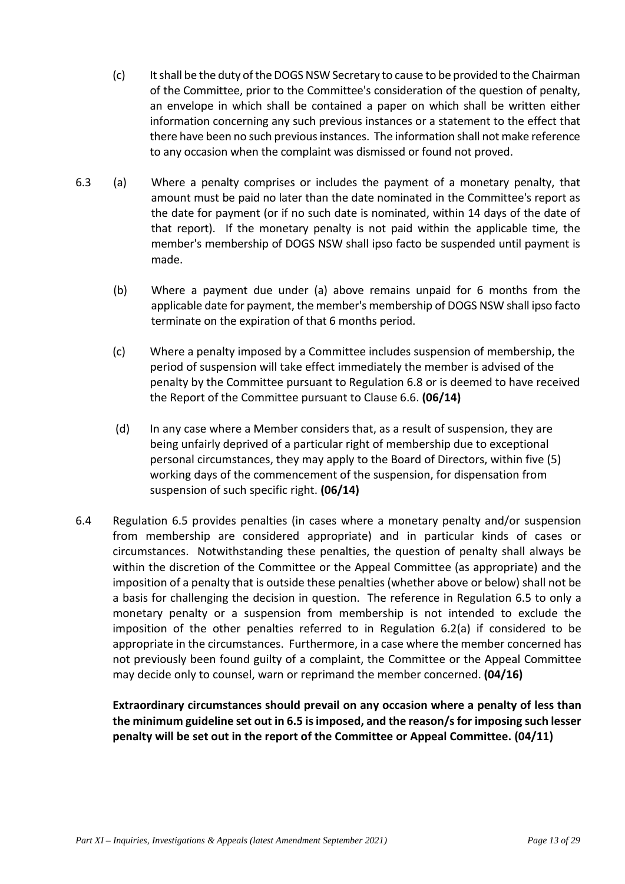(c) It shall be the duty of the DOGS NSW Secretary to cause to be provided to the Chairman of the Committee, prior to the Committee's consideration of the question of penalty, an envelope in which shall be contained a paper on which shall be written either information concerning any such previous instances or a statement to the effect that there have been no such previous instances. The information shall not make reference to any occasion when the complaint was dismissed or found not proved.

6.3 (a) Where a penalty comprises or includes the payment of a monetary penalty, that amount must be paid no later than the date nominated in the Committee's report as the date for payment (or if no such date is nominated, within 14 days of the date of that report). If the monetary penalty is not paid within the applicable time, the member's membership of DOGS NSW shall ipso facto be suspended until payment is made.

(b) Where a payment due under (a) above remains unpaid for 6 months from the applicable date for payment, the member's membership of DOGS NSW shall ipso facto terminate on the expiration of that 6 months period.

(c) Where a penalty imposed by a Committee includes suspension of membership, the period of suspension will take effect immediately the member is advised of the penalty by the Committee pursuant to Regulation 6.8 or is deemed to have received the Report of the Committee pursuant to Clause 6.6. **(06/14)**

(d) In any case where a Member considers that, as a result of suspension, they are being unfairly deprived of a particular right of membership due to exceptional personal circumstances, they may apply to the Board of Directors, within five (5) working days of the commencement of the suspension, for dispensation from suspension of such specific right. **(06/14)**

6.4 Regulation 6.5 provides penalties (in cases where a monetary penalty and/or suspension from membership are considered appropriate) and in particular kinds of cases or circumstances. Notwithstanding these penalties, the question of penalty shall always be within the discretion of the Committee or the Appeal Committee (as appropriate) and the imposition of a penalty that is outside these penalties (whether above or below) shall not be a basis for challenging the decision in question. The reference in Regulation 6.5 to only a monetary penalty or a suspension from membership is not intended to exclude the imposition of the other penalties referred to in Regulation 6.2(a) if considered to be appropriate in the circumstances. Furthermore, in a case where the member concerned has not previously been found guilty of a complaint, the Committee or the Appeal Committee may decide only to counsel, warn or reprimand the member concerned. **(04/16)**

**Extraordinary circumstances should prevail on any occasion where a penalty of less than the minimum guideline set out in 6.5 is imposed, and the reason/s for imposing such lesser penalty will be set out in the report of the Committee or Appeal Committee. (04/11)**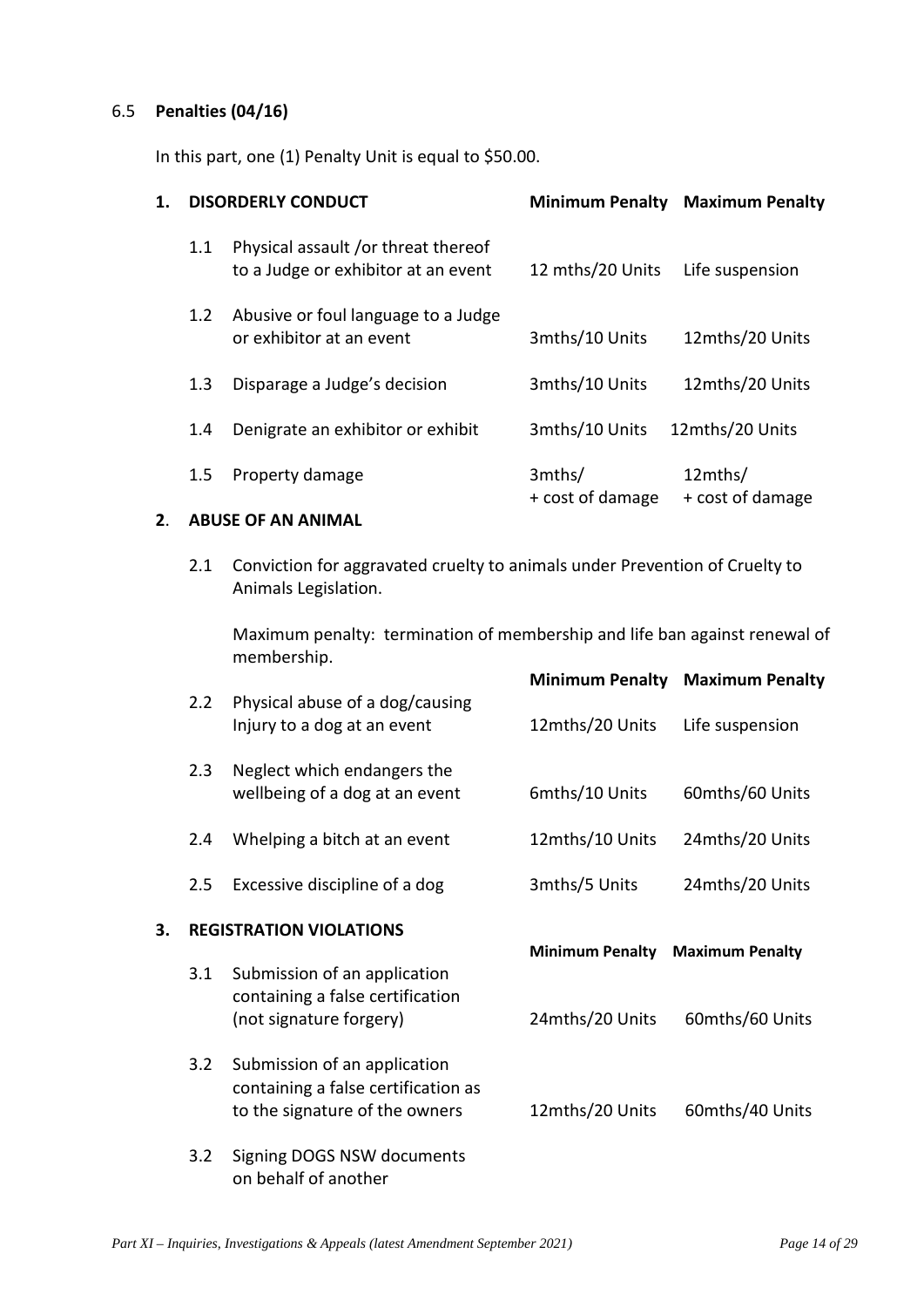## 6.5 **Penalties (04/16)**

In this part, one (1) Penalty Unit is equal to $50.00.

| | **1. DISORDERLY CONDUCT** | **Minimum Penalty** | **Maximum Penalty** |
|---|---|---|---|
| 1.1 | Physical assault /or threat thereof to a Judge or exhibitor at an event | 12 mths/20 Units | Life suspension |
| 1.2 | Abusive or foul language to a Judge or exhibitor at an event | 3mths/10 Units | 12mths/20 Units |
| 1.3 | Disparage a Judge's decision | 3mths/10 Units | 12mths/20 Units |
| 1.4 | Denigrate an exhibitor or exhibit | 3mths/10 Units | 12mths/20 Units |
| 1.5 | Property damage | 3mths/ + cost of damage | 12mths/ + cost of damage |

**2. ABUSE OF AN ANIMAL**

2.1 Conviction for aggravated cruelty to animals under Prevention of Cruelty to Animals Legislation.

Maximum penalty: termination of membership and life ban against renewal of membership.

| | | **Minimum Penalty** | **Maximum Penalty** |
|---|---|---|---|
| 2.2 | Physical abuse of a dog/causing Injury to a dog at an event | 12mths/20 Units | Life suspension |
| 2.3 | Neglect which endangers the wellbeing of a dog at an event | 6mths/10 Units | 60mths/60 Units |
| 2.4 | Whelping a bitch at an event | 12mths/10 Units | 24mths/20 Units |
| 2.5 | Excessive discipline of a dog | 3mths/5 Units | 24mths/20 Units |

**3. REGISTRATION VIOLATIONS**

| | | **Minimum Penalty** | **Maximum Penalty** |
|---|---|---|---|
| 3.1 | Submission of an application containing a false certification (not signature forgery) | 24mths/20 Units | 60mths/60 Units |
| 3.2 | Submission of an application containing a false certification as to the signature of the owners | 12mths/20 Units | 60mths/40 Units |
| 3.2 | Signing DOGS NSW documents on behalf of another | | |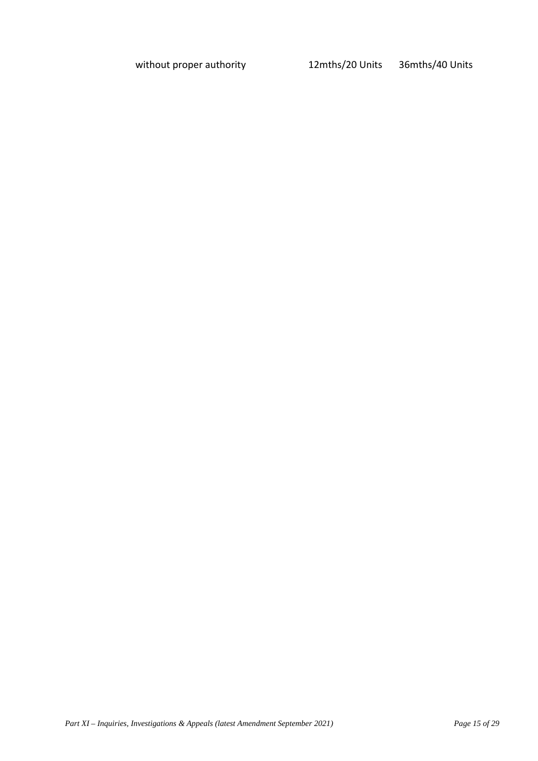| without proper authority | 12mths/20 Units | 36mths/40 Units |
|---|---|---|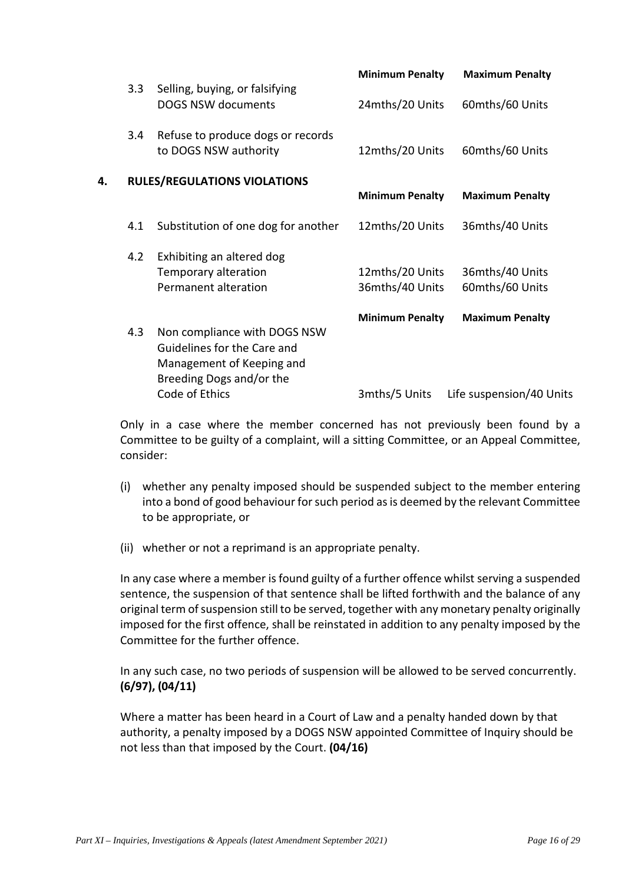| | | Minimum Penalty | Maximum Penalty |
|---|---|---|---|
| 3.3 | Selling, buying, or falsifying DOGS NSW documents | 24mths/20 Units | 60mths/60 Units |
| 3.4 | Refuse to produce dogs or records to DOGS NSW authority | 12mths/20 Units | 60mths/60 Units |

## 4. RULES/REGULATIONS VIOLATIONS

| | | Minimum Penalty | Maximum Penalty |
|---|---|---|---|
| 4.1 | Substitution of one dog for another | 12mths/20 Units | 36mths/40 Units |
| 4.2 | Exhibiting an altered dog | | |
| | Temporary alteration | 12mths/20 Units | 36mths/40 Units |
| | Permanent alteration | 36mths/40 Units | 60mths/60 Units |

| | | Minimum Penalty | Maximum Penalty |
|---|---|---|---|
| 4.3 | Non compliance with DOGS NSW Guidelines for the Care and Management of Keeping and Breeding Dogs and/or the Code of Ethics | 3mths/5 Units | Life suspension/40 Units |

Only in a case where the member concerned has not previously been found by a Committee to be guilty of a complaint, will a sitting Committee, or an Appeal Committee, consider:

(i) whether any penalty imposed should be suspended subject to the member entering into a bond of good behaviour for such period as is deemed by the relevant Committee to be appropriate, or

(ii) whether or not a reprimand is an appropriate penalty.

In any case where a member is found guilty of a further offence whilst serving a suspended sentence, the suspension of that sentence shall be lifted forthwith and the balance of any original term of suspension still to be served, together with any monetary penalty originally imposed for the first offence, shall be reinstated in addition to any penalty imposed by the Committee for the further offence.

In any such case, no two periods of suspension will be allowed to be served concurrently. **(6/97), (04/11)**

Where a matter has been heard in a Court of Law and a penalty handed down by that authority, a penalty imposed by a DOGS NSW appointed Committee of Inquiry should be not less than that imposed by the Court. **(04/16)**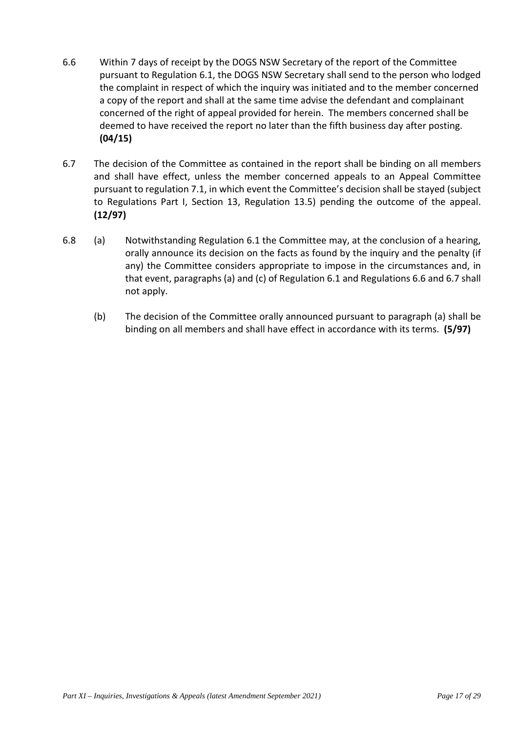6.6 Within 7 days of receipt by the DOGS NSW Secretary of the report of the Committee pursuant to Regulation 6.1, the DOGS NSW Secretary shall send to the person who lodged the complaint in respect of which the inquiry was initiated and to the member concerned a copy of the report and shall at the same time advise the defendant and complainant concerned of the right of appeal provided for herein. The members concerned shall be deemed to have received the report no later than the fifth business day after posting. **(04/15)**

6.7 The decision of the Committee as contained in the report shall be binding on all members and shall have effect, unless the member concerned appeals to an Appeal Committee pursuant to regulation 7.1, in which event the Committee's decision shall be stayed (subject to Regulations Part I, Section 13, Regulation 13.5) pending the outcome of the appeal. **(12/97)**

6.8 (a) Notwithstanding Regulation 6.1 the Committee may, at the conclusion of a hearing, orally announce its decision on the facts as found by the inquiry and the penalty (if any) the Committee considers appropriate to impose in the circumstances and, in that event, paragraphs (a) and (c) of Regulation 6.1 and Regulations 6.6 and 6.7 shall not apply.

(b) The decision of the Committee orally announced pursuant to paragraph (a) shall be binding on all members and shall have effect in accordance with its terms. **(5/97)**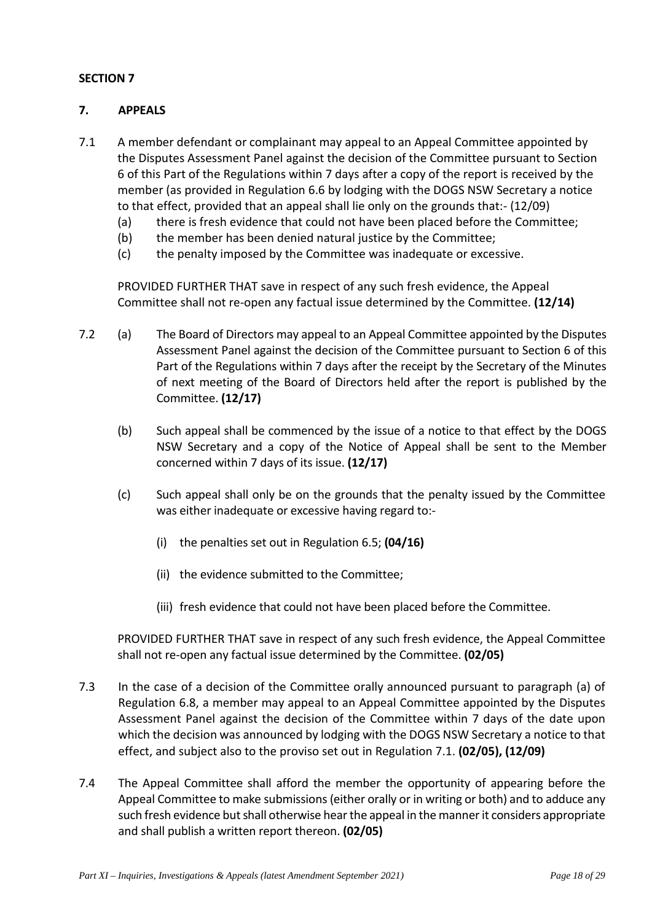**SECTION 7**

**7. APPEALS**

7.1 A member defendant or complainant may appeal to an Appeal Committee appointed by the Disputes Assessment Panel against the decision of the Committee pursuant to Section 6 of this Part of the Regulations within 7 days after a copy of the report is received by the member (as provided in Regulation 6.6 by lodging with the DOGS NSW Secretary a notice to that effect, provided that an appeal shall lie only on the grounds that:- (12/09)

(a) there is fresh evidence that could not have been placed before the Committee;

(b) the member has been denied natural justice by the Committee;

(c) the penalty imposed by the Committee was inadequate or excessive.

PROVIDED FURTHER THAT save in respect of any such fresh evidence, the Appeal Committee shall not re-open any factual issue determined by the Committee. **(12/14)**

7.2 (a) The Board of Directors may appeal to an Appeal Committee appointed by the Disputes Assessment Panel against the decision of the Committee pursuant to Section 6 of this Part of the Regulations within 7 days after the receipt by the Secretary of the Minutes of next meeting of the Board of Directors held after the report is published by the Committee. **(12/17)**

(b) Such appeal shall be commenced by the issue of a notice to that effect by the DOGS NSW Secretary and a copy of the Notice of Appeal shall be sent to the Member concerned within 7 days of its issue. **(12/17)**

(c) Such appeal shall only be on the grounds that the penalty issued by the Committee was either inadequate or excessive having regard to:-

(i) the penalties set out in Regulation 6.5; **(04/16)**

(ii) the evidence submitted to the Committee;

(iii) fresh evidence that could not have been placed before the Committee.

PROVIDED FURTHER THAT save in respect of any such fresh evidence, the Appeal Committee shall not re-open any factual issue determined by the Committee. **(02/05)**

7.3 In the case of a decision of the Committee orally announced pursuant to paragraph (a) of Regulation 6.8, a member may appeal to an Appeal Committee appointed by the Disputes Assessment Panel against the decision of the Committee within 7 days of the date upon which the decision was announced by lodging with the DOGS NSW Secretary a notice to that effect, and subject also to the proviso set out in Regulation 7.1. **(02/05), (12/09)**

7.4 The Appeal Committee shall afford the member the opportunity of appearing before the Appeal Committee to make submissions (either orally or in writing or both) and to adduce any such fresh evidence but shall otherwise hear the appeal in the manner it considers appropriate and shall publish a written report thereon. **(02/05)**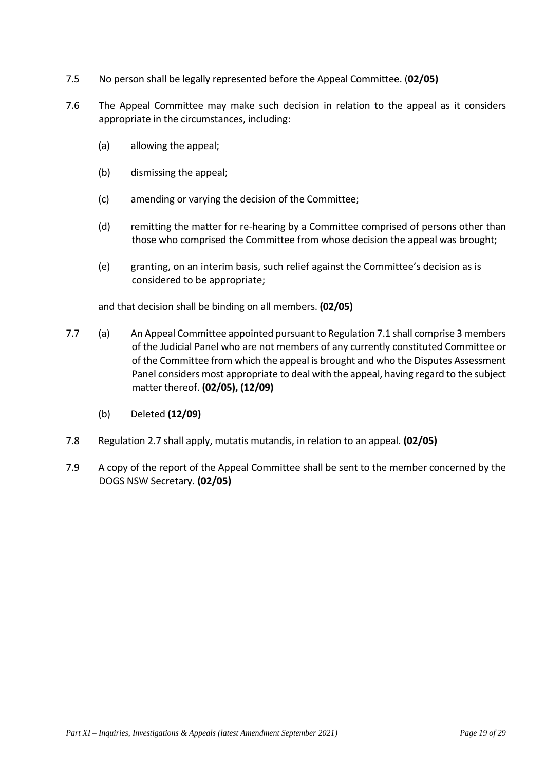7.5 No person shall be legally represented before the Appeal Committee. (**02/05)**

7.6 The Appeal Committee may make such decision in relation to the appeal as it considers appropriate in the circumstances, including:

   (a) allowing the appeal;

   (b) dismissing the appeal;

   (c) amending or varying the decision of the Committee;

   (d) remitting the matter for re-hearing by a Committee comprised of persons other than those who comprised the Committee from whose decision the appeal was brought;

   (e) granting, on an interim basis, such relief against the Committee's decision as is considered to be appropriate;

   and that decision shall be binding on all members. **(02/05)**

7.7 (a) An Appeal Committee appointed pursuant to Regulation 7.1 shall comprise 3 members of the Judicial Panel who are not members of any currently constituted Committee or of the Committee from which the appeal is brought and who the Disputes Assessment Panel considers most appropriate to deal with the appeal, having regard to the subject matter thereof. **(02/05), (12/09)**

   (b) Deleted **(12/09)**

7.8 Regulation 2.7 shall apply, mutatis mutandis, in relation to an appeal. **(02/05)**

7.9 A copy of the report of the Appeal Committee shall be sent to the member concerned by the DOGS NSW Secretary. **(02/05)**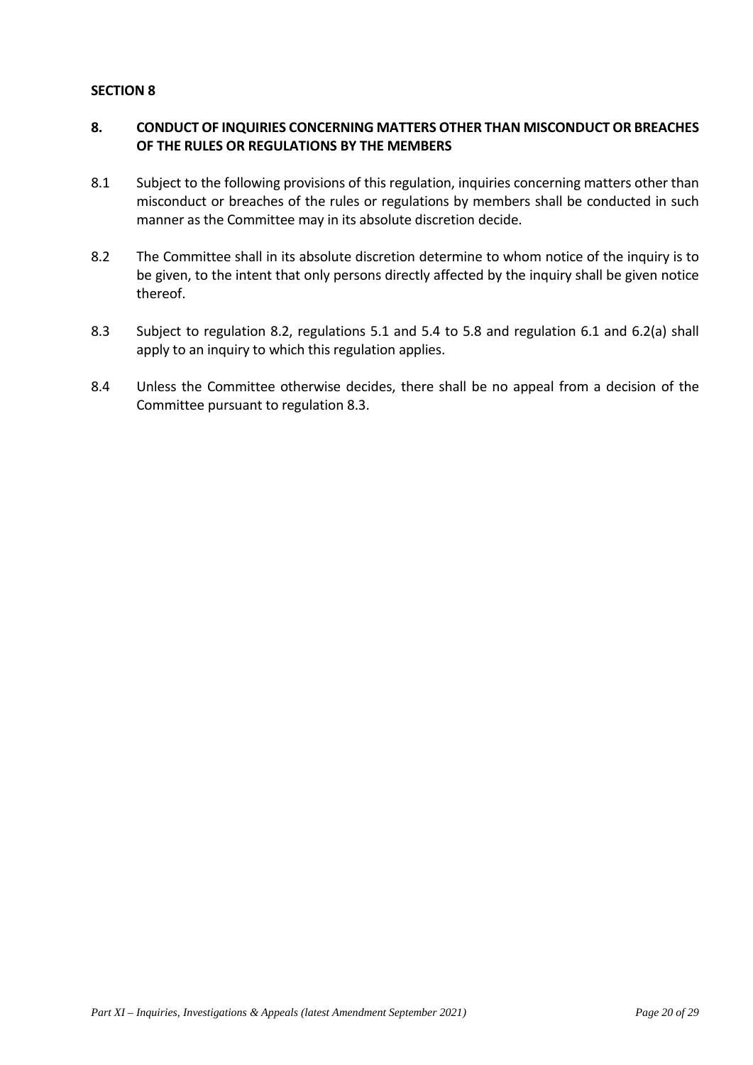**SECTION 8**

## 8. CONDUCT OF INQUIRIES CONCERNING MATTERS OTHER THAN MISCONDUCT OR BREACHES OF THE RULES OR REGULATIONS BY THE MEMBERS

8.1 Subject to the following provisions of this regulation, inquiries concerning matters other than misconduct or breaches of the rules or regulations by members shall be conducted in such manner as the Committee may in its absolute discretion decide.

8.2 The Committee shall in its absolute discretion determine to whom notice of the inquiry is to be given, to the intent that only persons directly affected by the inquiry shall be given notice thereof.

8.3 Subject to regulation 8.2, regulations 5.1 and 5.4 to 5.8 and regulation 6.1 and 6.2(a) shall apply to an inquiry to which this regulation applies.

8.4 Unless the Committee otherwise decides, there shall be no appeal from a decision of the Committee pursuant to regulation 8.3.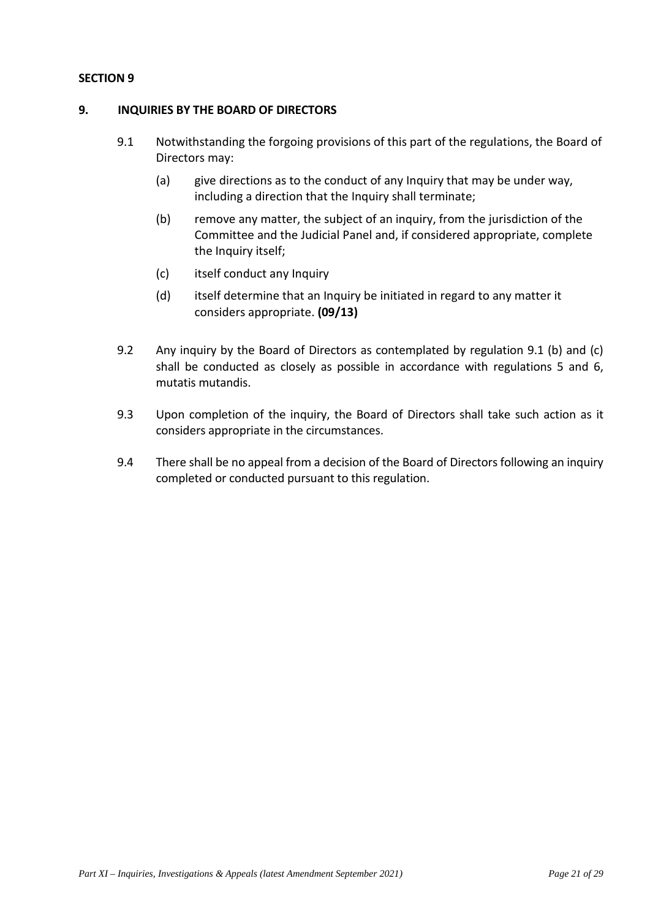**SECTION 9**

## 9. INQUIRIES BY THE BOARD OF DIRECTORS

9.1 Notwithstanding the forgoing provisions of this part of the regulations, the Board of Directors may:

(a) give directions as to the conduct of any Inquiry that may be under way, including a direction that the Inquiry shall terminate;

(b) remove any matter, the subject of an inquiry, from the jurisdiction of the Committee and the Judicial Panel and, if considered appropriate, complete the Inquiry itself;

(c) itself conduct any Inquiry

(d) itself determine that an Inquiry be initiated in regard to any matter it considers appropriate. **(09/13)**

9.2 Any inquiry by the Board of Directors as contemplated by regulation 9.1 (b) and (c) shall be conducted as closely as possible in accordance with regulations 5 and 6, mutatis mutandis.

9.3 Upon completion of the inquiry, the Board of Directors shall take such action as it considers appropriate in the circumstances.

9.4 There shall be no appeal from a decision of the Board of Directors following an inquiry completed or conducted pursuant to this regulation.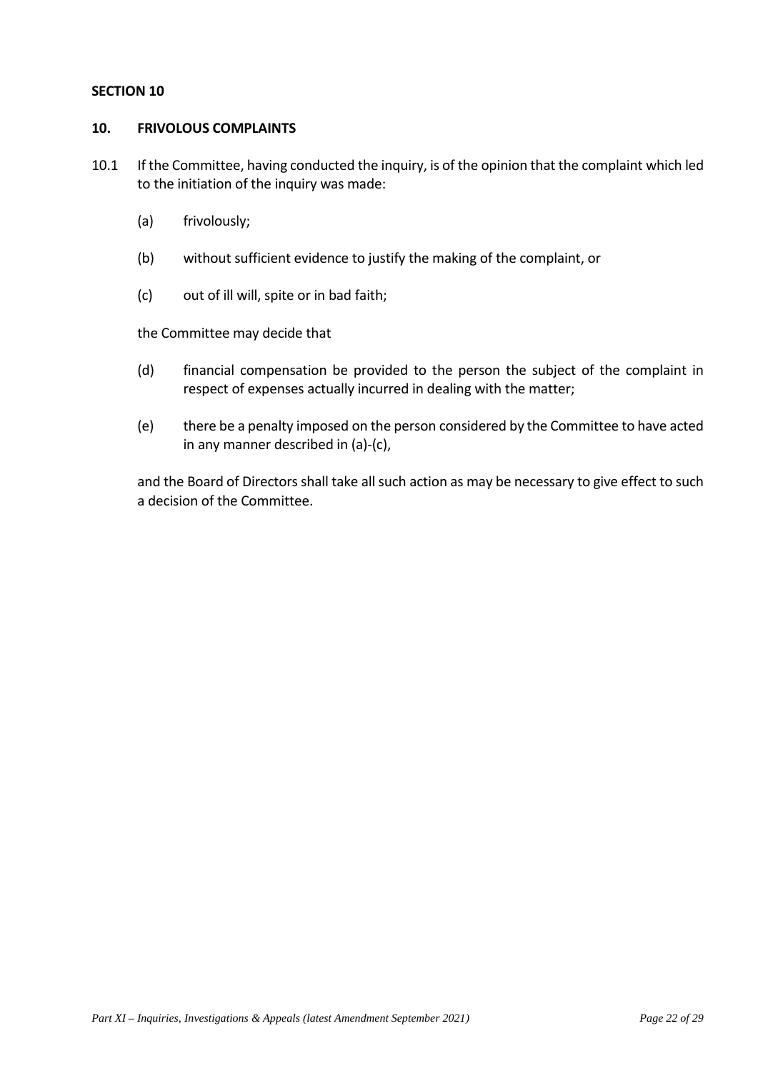**SECTION 10**

**10. FRIVOLOUS COMPLAINTS**

10.1 If the Committee, having conducted the inquiry, is of the opinion that the complaint which led to the initiation of the inquiry was made:

(a) frivolously;

(b) without sufficient evidence to justify the making of the complaint, or

(c) out of ill will, spite or in bad faith;

the Committee may decide that

(d) financial compensation be provided to the person the subject of the complaint in respect of expenses actually incurred in dealing with the matter;

(e) there be a penalty imposed on the person considered by the Committee to have acted in any manner described in (a)-(c),

and the Board of Directors shall take all such action as may be necessary to give effect to such a decision of the Committee.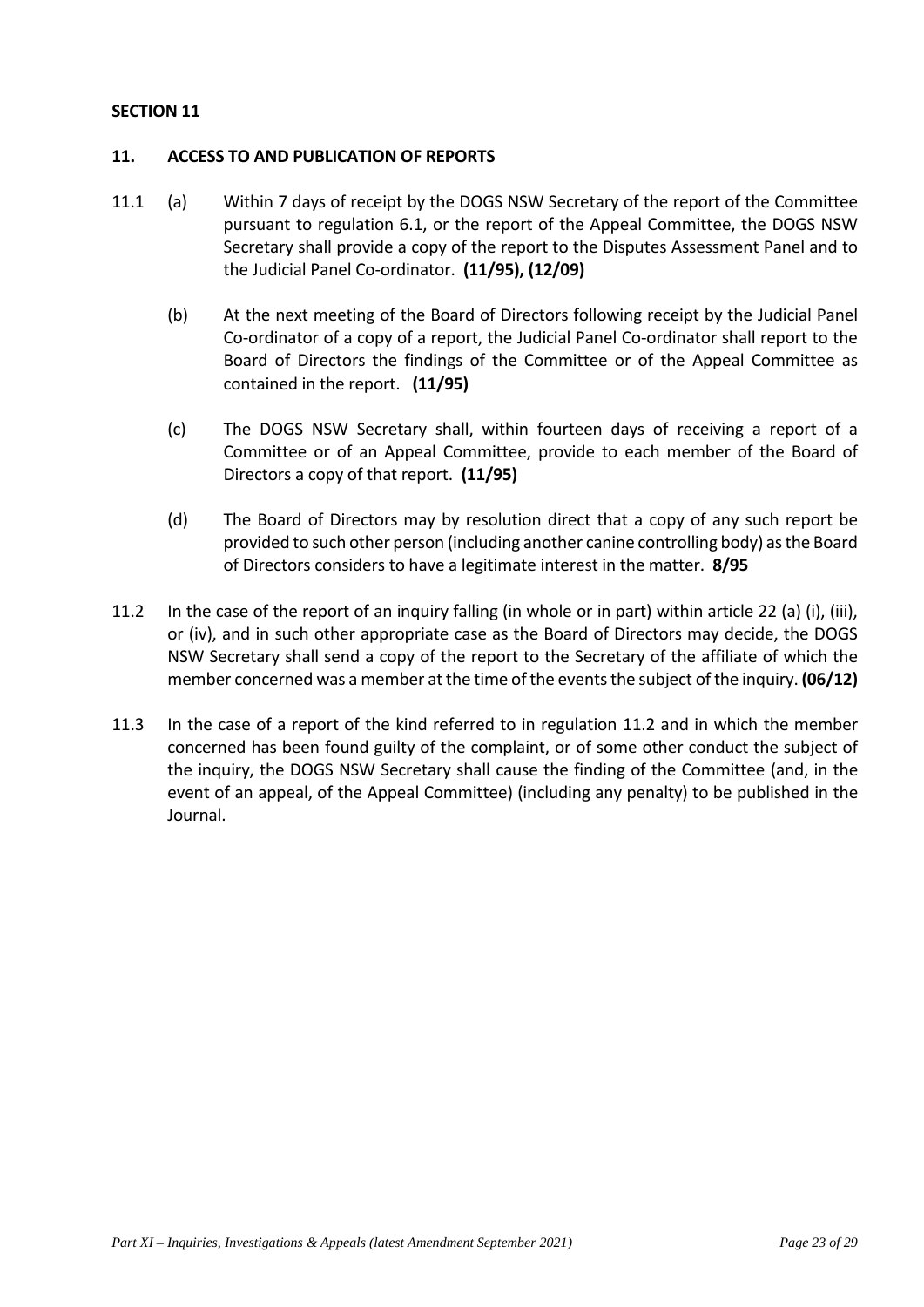**SECTION 11**

**11. ACCESS TO AND PUBLICATION OF REPORTS**

11.1 (a) Within 7 days of receipt by the DOGS NSW Secretary of the report of the Committee pursuant to regulation 6.1, or the report of the Appeal Committee, the DOGS NSW Secretary shall provide a copy of the report to the Disputes Assessment Panel and to the Judicial Panel Co-ordinator. **(11/95), (12/09)**

(b) At the next meeting of the Board of Directors following receipt by the Judicial Panel Co-ordinator of a copy of a report, the Judicial Panel Co-ordinator shall report to the Board of Directors the findings of the Committee or of the Appeal Committee as contained in the report. **(11/95)**

(c) The DOGS NSW Secretary shall, within fourteen days of receiving a report of a Committee or of an Appeal Committee, provide to each member of the Board of Directors a copy of that report. **(11/95)**

(d) The Board of Directors may by resolution direct that a copy of any such report be provided to such other person (including another canine controlling body) as the Board of Directors considers to have a legitimate interest in the matter. **8/95**

11.2 In the case of the report of an inquiry falling (in whole or in part) within article 22 (a) (i), (iii), or (iv), and in such other appropriate case as the Board of Directors may decide, the DOGS NSW Secretary shall send a copy of the report to the Secretary of the affiliate of which the member concerned was a member at the time of the events the subject of the inquiry. **(06/12)**

11.3 In the case of a report of the kind referred to in regulation 11.2 and in which the member concerned has been found guilty of the complaint, or of some other conduct the subject of the inquiry, the DOGS NSW Secretary shall cause the finding of the Committee (and, in the event of an appeal, of the Appeal Committee) (including any penalty) to be published in the Journal.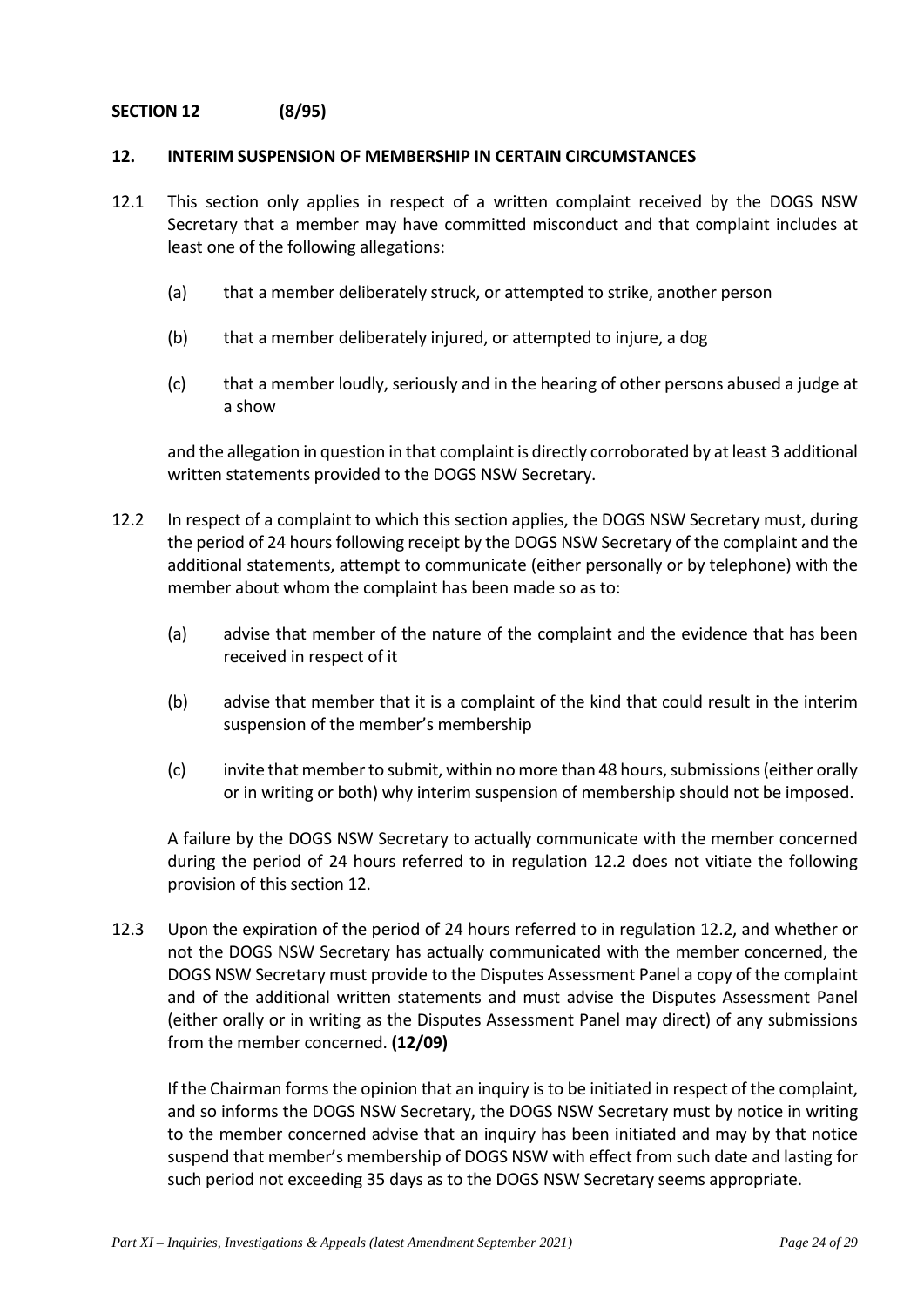**SECTION 12 (8/95)**

## 12. INTERIM SUSPENSION OF MEMBERSHIP IN CERTAIN CIRCUMSTANCES

12.1 This section only applies in respect of a written complaint received by the DOGS NSW Secretary that a member may have committed misconduct and that complaint includes at least one of the following allegations:

(a) that a member deliberately struck, or attempted to strike, another person

(b) that a member deliberately injured, or attempted to injure, a dog

(c) that a member loudly, seriously and in the hearing of other persons abused a judge at a show

and the allegation in question in that complaint is directly corroborated by at least 3 additional written statements provided to the DOGS NSW Secretary.

12.2 In respect of a complaint to which this section applies, the DOGS NSW Secretary must, during the period of 24 hours following receipt by the DOGS NSW Secretary of the complaint and the additional statements, attempt to communicate (either personally or by telephone) with the member about whom the complaint has been made so as to:

(a) advise that member of the nature of the complaint and the evidence that has been received in respect of it

(b) advise that member that it is a complaint of the kind that could result in the interim suspension of the member's membership

(c) invite that member to submit, within no more than 48 hours, submissions (either orally or in writing or both) why interim suspension of membership should not be imposed.

A failure by the DOGS NSW Secretary to actually communicate with the member concerned during the period of 24 hours referred to in regulation 12.2 does not vitiate the following provision of this section 12.

12.3 Upon the expiration of the period of 24 hours referred to in regulation 12.2, and whether or not the DOGS NSW Secretary has actually communicated with the member concerned, the DOGS NSW Secretary must provide to the Disputes Assessment Panel a copy of the complaint and of the additional written statements and must advise the Disputes Assessment Panel (either orally or in writing as the Disputes Assessment Panel may direct) of any submissions from the member concerned. **(12/09)**

If the Chairman forms the opinion that an inquiry is to be initiated in respect of the complaint, and so informs the DOGS NSW Secretary, the DOGS NSW Secretary must by notice in writing to the member concerned advise that an inquiry has been initiated and may by that notice suspend that member's membership of DOGS NSW with effect from such date and lasting for such period not exceeding 35 days as to the DOGS NSW Secretary seems appropriate.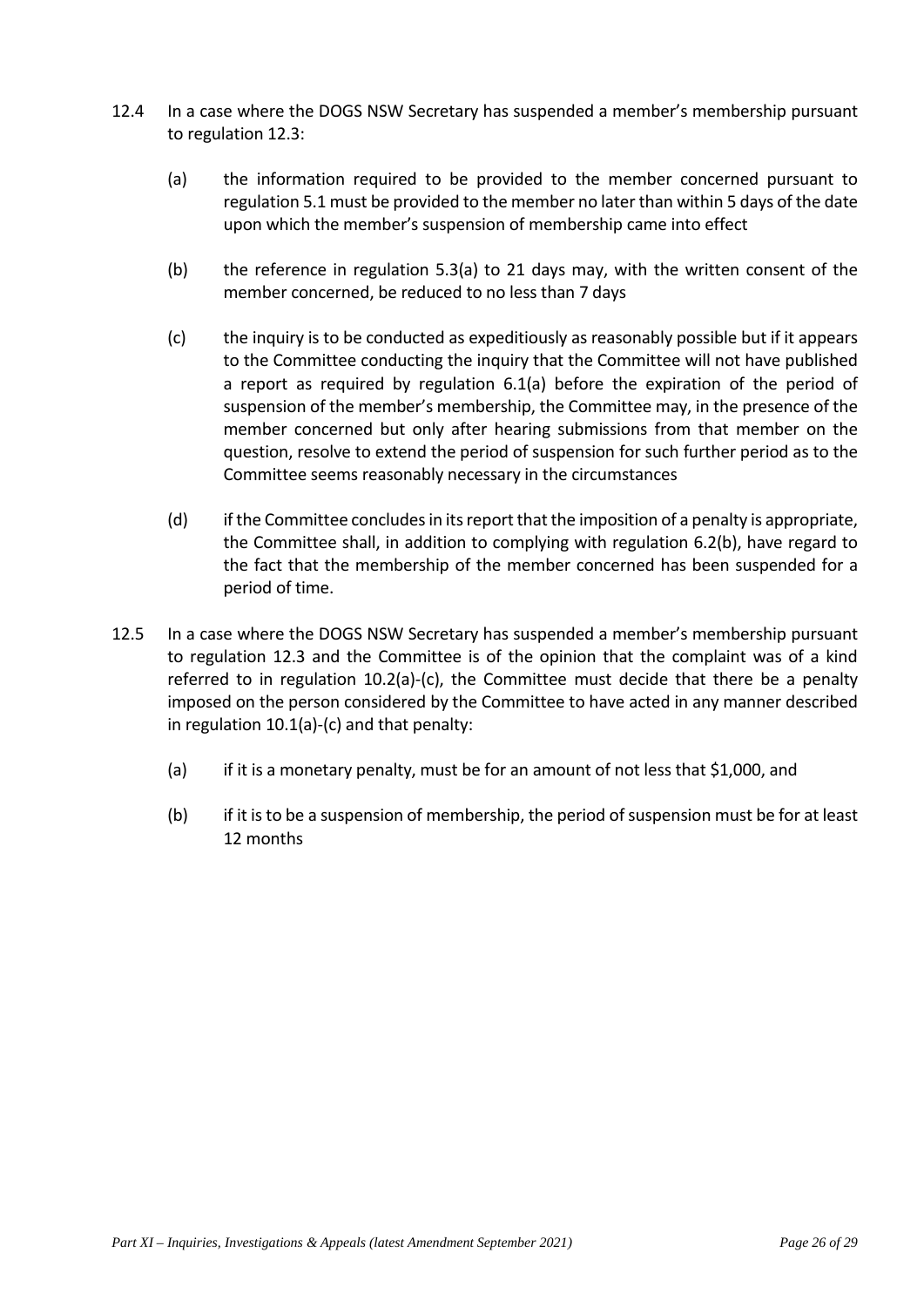12.4 In a case where the DOGS NSW Secretary has suspended a member's membership pursuant to regulation 12.3:

(a) the information required to be provided to the member concerned pursuant to regulation 5.1 must be provided to the member no later than within 5 days of the date upon which the member's suspension of membership came into effect

(b) the reference in regulation 5.3(a) to 21 days may, with the written consent of the member concerned, be reduced to no less than 7 days

(c) the inquiry is to be conducted as expeditiously as reasonably possible but if it appears to the Committee conducting the inquiry that the Committee will not have published a report as required by regulation 6.1(a) before the expiration of the period of suspension of the member's membership, the Committee may, in the presence of the member concerned but only after hearing submissions from that member on the question, resolve to extend the period of suspension for such further period as to the Committee seems reasonably necessary in the circumstances

(d) if the Committee concludes in its report that the imposition of a penalty is appropriate, the Committee shall, in addition to complying with regulation 6.2(b), have regard to the fact that the membership of the member concerned has been suspended for a period of time.

12.5 In a case where the DOGS NSW Secretary has suspended a member's membership pursuant to regulation 12.3 and the Committee is of the opinion that the complaint was of a kind referred to in regulation 10.2(a)-(c), the Committee must decide that there be a penalty imposed on the person considered by the Committee to have acted in any manner described in regulation 10.1(a)-(c) and that penalty:

(a) if it is a monetary penalty, must be for an amount of not less that $1,000, and

(b) if it is to be a suspension of membership, the period of suspension must be for at least 12 months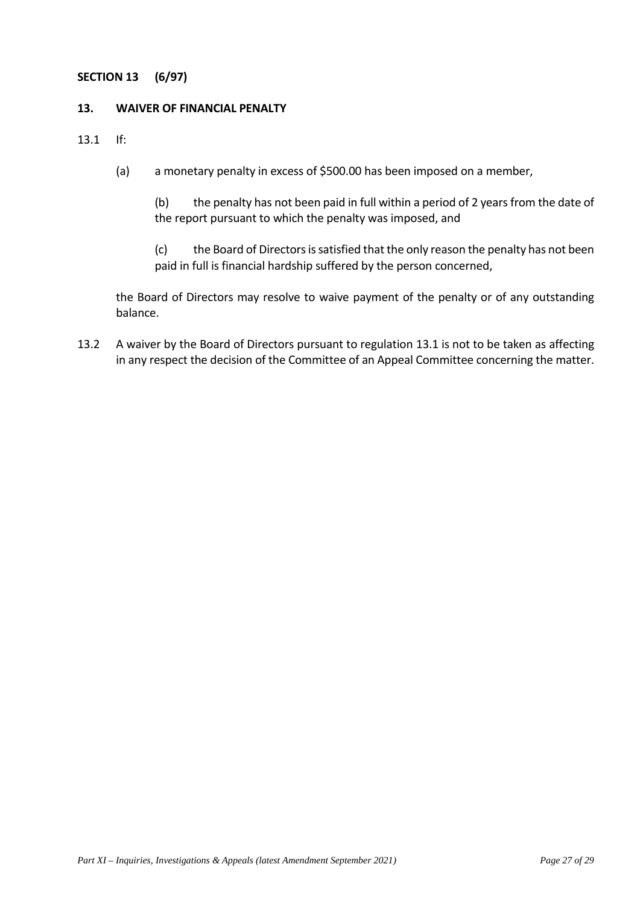**SECTION 13 (6/97)**

**13. WAIVER OF FINANCIAL PENALTY**

13.1 If:

(a) a monetary penalty in excess of $500.00 has been imposed on a member,

(b) the penalty has not been paid in full within a period of 2 years from the date of the report pursuant to which the penalty was imposed, and

(c) the Board of Directors is satisfied that the only reason the penalty has not been paid in full is financial hardship suffered by the person concerned,

the Board of Directors may resolve to waive payment of the penalty or of any outstanding balance.

13.2 A waiver by the Board of Directors pursuant to regulation 13.1 is not to be taken as affecting in any respect the decision of the Committee of an Appeal Committee concerning the matter.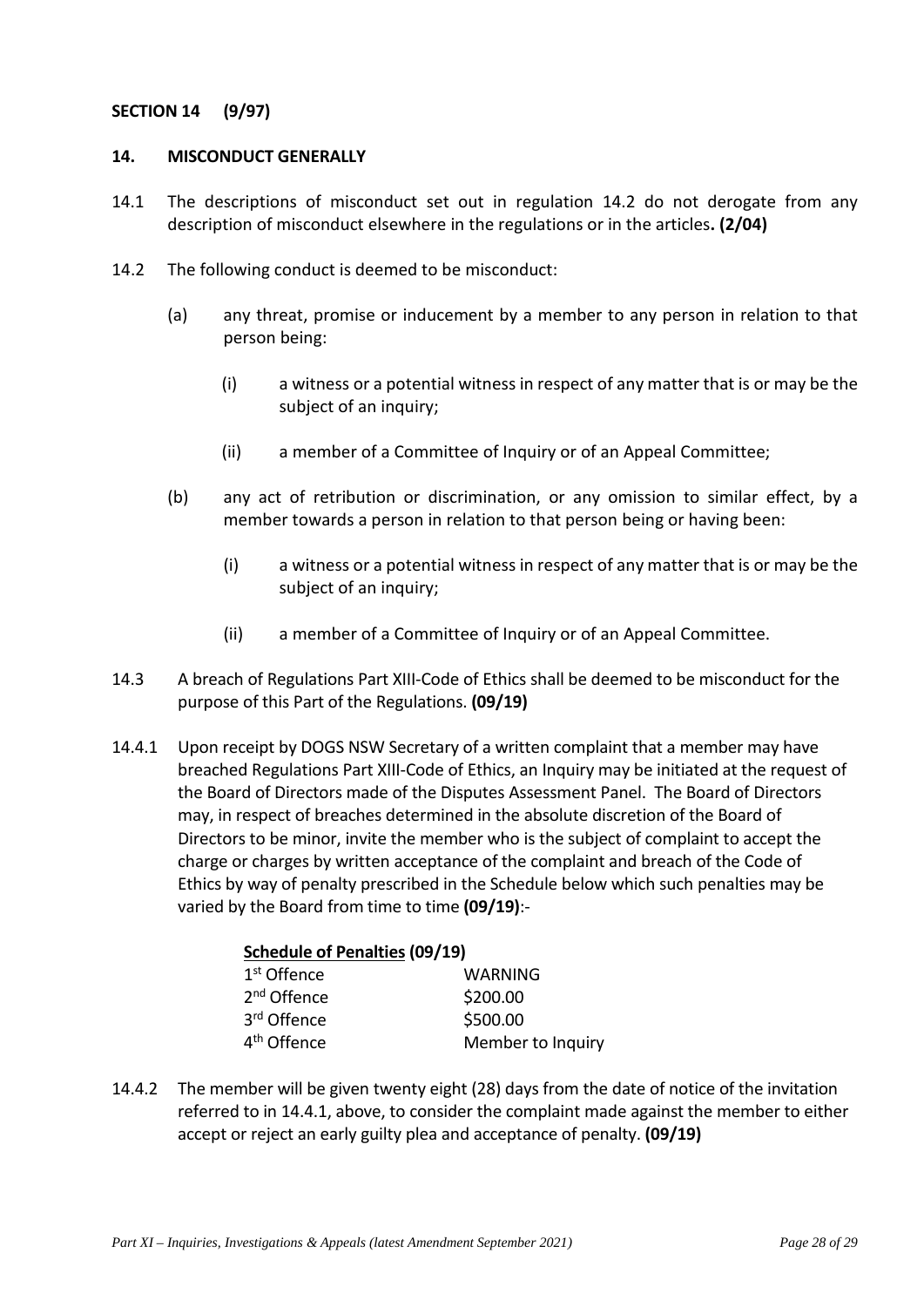**SECTION 14 (9/97)**

**14. MISCONDUCT GENERALLY**

14.1 The descriptions of misconduct set out in regulation 14.2 do not derogate from any description of misconduct elsewhere in the regulations or in the articles**. (2/04)**

14.2 The following conduct is deemed to be misconduct:

(a) any threat, promise or inducement by a member to any person in relation to that person being:

(i) a witness or a potential witness in respect of any matter that is or may be the subject of an inquiry;

(ii) a member of a Committee of Inquiry or of an Appeal Committee;

(b) any act of retribution or discrimination, or any omission to similar effect, by a member towards a person in relation to that person being or having been:

(i) a witness or a potential witness in respect of any matter that is or may be the subject of an inquiry;

(ii) a member of a Committee of Inquiry or of an Appeal Committee.

14.3 A breach of Regulations Part XIII-Code of Ethics shall be deemed to be misconduct for the purpose of this Part of the Regulations. **(09/19)**

14.4.1 Upon receipt by DOGS NSW Secretary of a written complaint that a member may have breached Regulations Part XIII-Code of Ethics, an Inquiry may be initiated at the request of the Board of Directors made of the Disputes Assessment Panel. The Board of Directors may, in respect of breaches determined in the absolute discretion of the Board of Directors to be minor, invite the member who is the subject of complaint to accept the charge or charges by written acceptance of the complaint and breach of the Code of Ethics by way of penalty prescribed in the Schedule below which such penalties may be varied by the Board from time to time **(09/19)**:-

**Schedule of Penalties (09/19)**

| | |
|---|---|
| 1st Offence | WARNING |
| 2nd Offence | \$200.00 |
| 3rd Offence | \$500.00 |
| 4th Offence | Member to Inquiry |

14.4.2 The member will be given twenty eight (28) days from the date of notice of the invitation referred to in 14.4.1, above, to consider the complaint made against the member to either accept or reject an early guilty plea and acceptance of penalty. **(09/19)**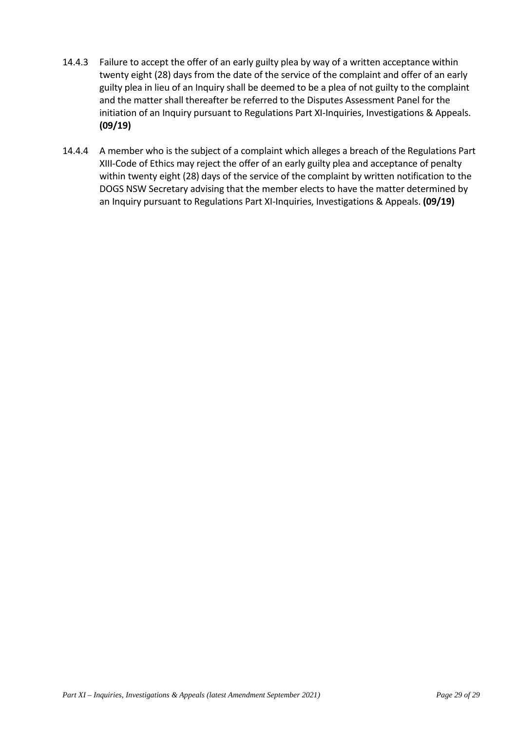14.4.3 Failure to accept the offer of an early guilty plea by way of a written acceptance within twenty eight (28) days from the date of the service of the complaint and offer of an early guilty plea in lieu of an Inquiry shall be deemed to be a plea of not guilty to the complaint and the matter shall thereafter be referred to the Disputes Assessment Panel for the initiation of an Inquiry pursuant to Regulations Part XI-Inquiries, Investigations & Appeals. **(09/19)**

14.4.4 A member who is the subject of a complaint which alleges a breach of the Regulations Part XIII-Code of Ethics may reject the offer of an early guilty plea and acceptance of penalty within twenty eight (28) days of the service of the complaint by written notification to the DOGS NSW Secretary advising that the member elects to have the matter determined by an Inquiry pursuant to Regulations Part XI-Inquiries, Investigations & Appeals. **(09/19)**